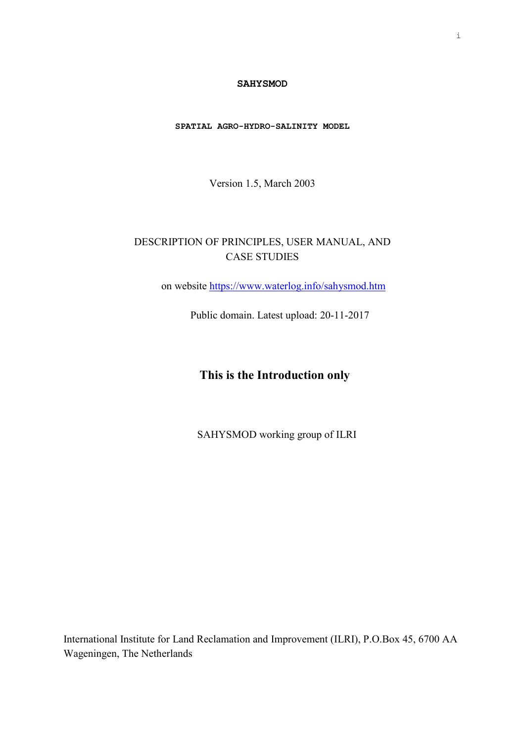# SAHYSMOD

## SPATIAL AGRO-HYDRO-SALINITY MODEL

Version 1.5, March 2003

DESCRIPTION OF PRINCIPLES, USER MANUAL, AND CASE STUDIES

on website https://www.waterlog.info/sahysmod.htm

Public domain. Latest upload: 20-11-2017

**This is the Introduction only**

SAHYSMOD working group of ILRI

International Institute for Land Reclamation and Improvement (ILRI), P.O.Box 45, 6700 AA Wageningen, The Netherlands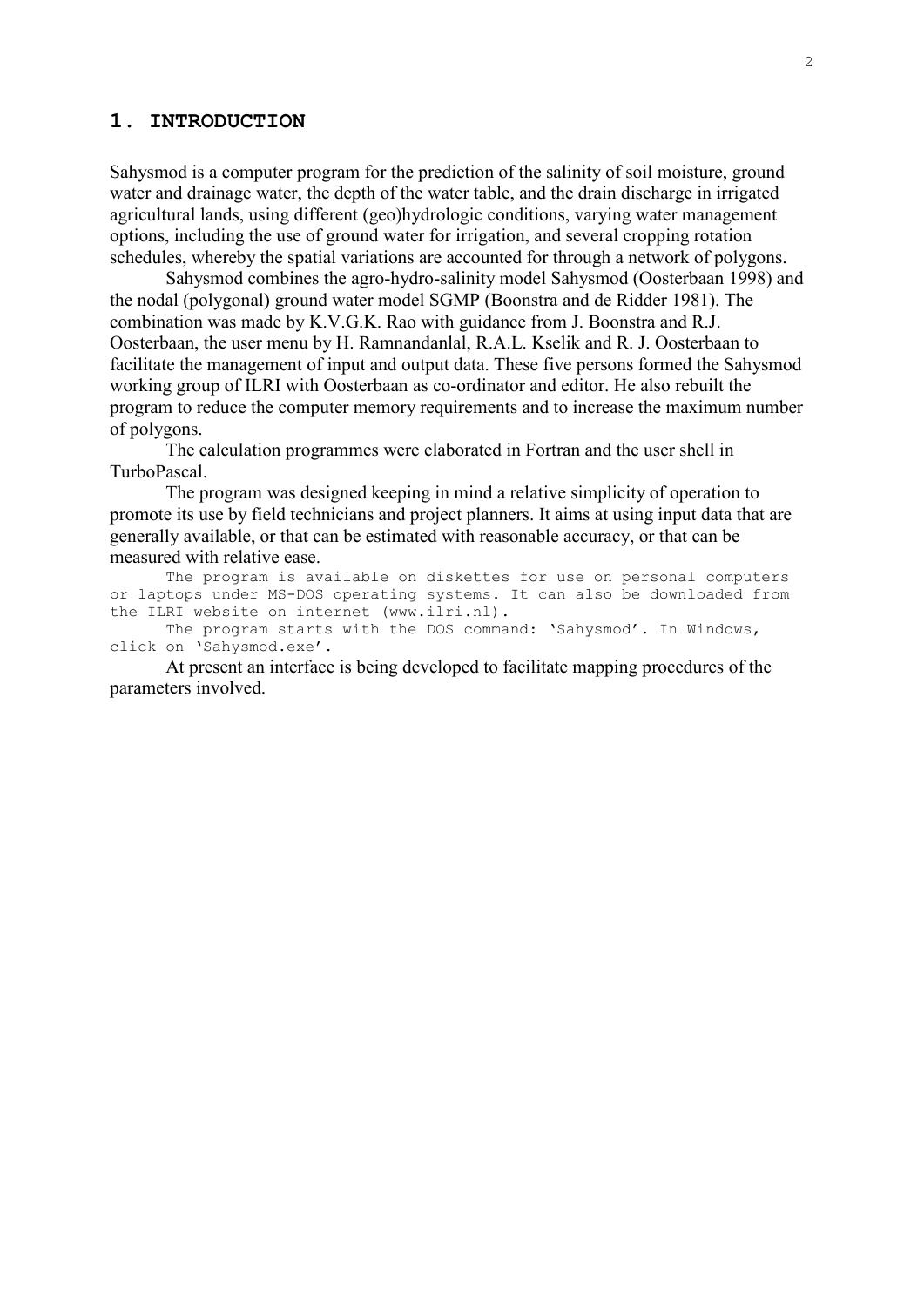# 1. INTRODUCTION

Sahysmod is a computer program for the prediction of the salinity of soil moisture, ground water and drainage water, the depth of the water table, and the drain discharge in irrigated agricultural lands, using different (geo)hydrologic conditions, varying water management options, including the use of ground water for irrigation, and several cropping rotation schedules, whereby the spatial variations are accounted for through a network of polygons.

Sahysmod combines the agro-hydro-salinity model Sahysmod (Oosterbaan 1998) and the nodal (polygonal) ground water model SGMP (Boonstra and de Ridder 1981). The combination was made by K.V.G.K. Rao with guidance from J. Boonstra and R.J. Oosterbaan, the user menu by H. Ramnandanlal, R.A.L. Kselik and R. J. Oosterbaan to facilitate the management of input and output data. These five persons formed the Sahysmod working group of ILRI with Oosterbaan as co-ordinator and editor. He also rebuilt the program to reduce the computer memory requirements and to increase the maximum number of polygons.

The calculation programmes were elaborated in Fortran and the user shell in TurboPascal.

The program was designed keeping in mind a relative simplicity of operation to promote its use by field technicians and project planners. It aims at using input data that are generally available, or that can be estimated with reasonable accuracy, or that can be measured with relative ease.

The program is available on diskettes for use on personal computers or laptops under MS-DOS operating systems. It can also be downloaded from the ILRI website on internet (www.ilri.nl).

The program starts with the DOS command: 'Sahysmod'. In Windows, click on 'Sahysmod.exe'.

At present an interface is being developed to facilitate mapping procedures of the parameters involved.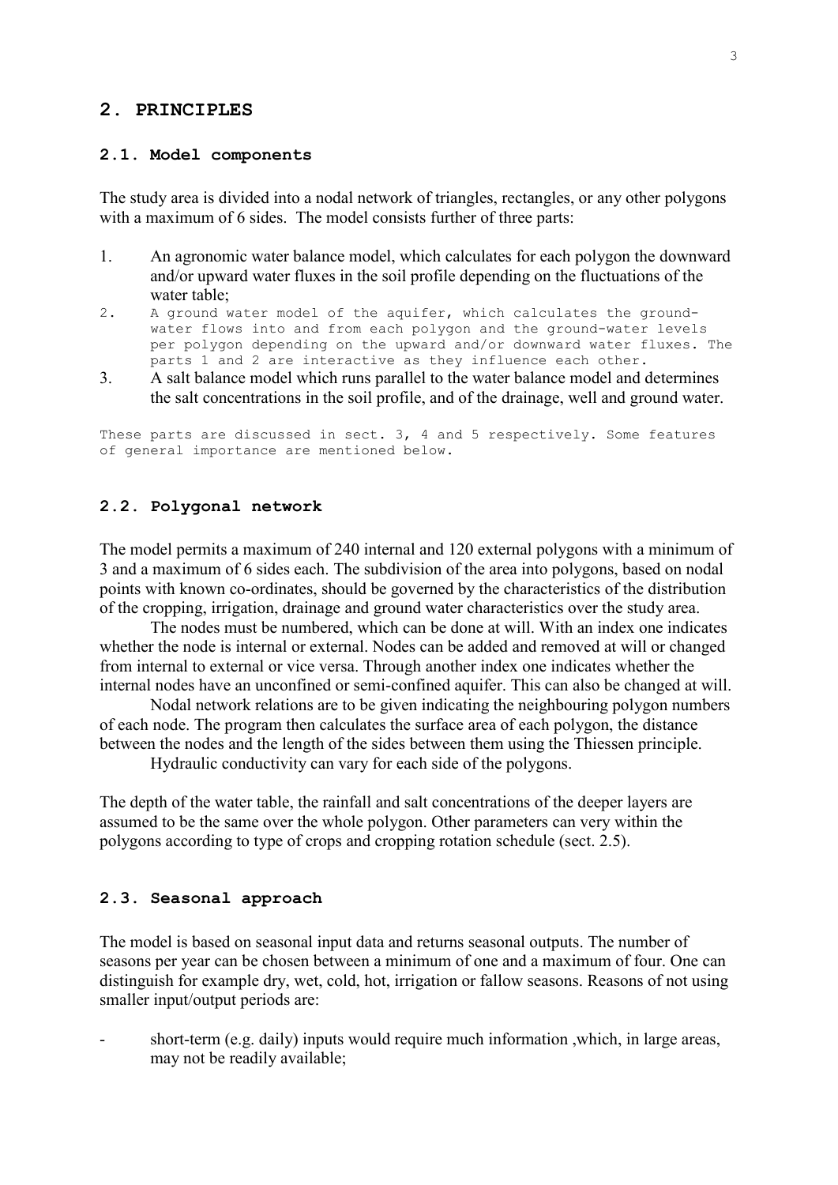## 2. PRINCIPLES

### 2.1. Model components

The study area is divided into a nodal network of triangles, rectangles, or any other polygons with a maximum of 6 sides. The model consists further of three parts:

1. An agronomic water balance model, which calculates for each polygon the downward and/or upward water fluxes in the soil profile depending on the fluctuations of the water table;
2. A ground water model of the aquifer, which calculates the ground-water flows into and from each polygon and the ground-water levels per polygon depending on the upward and/or downward water fluxes. The parts 1 and 2 are interactive as they influence each other.
3. A salt balance model which runs parallel to the water balance model and determines the salt concentrations in the soil profile, and of the drainage, well and ground water.

These parts are discussed in sect. 3, 4 and 5 respectively. Some features of general importance are mentioned below.

### 2.2. Polygonal network

The model permits a maximum of 240 internal and 120 external polygons with a minimum of 3 and a maximum of 6 sides each. The subdivision of the area into polygons, based on nodal points with known co-ordinates, should be governed by the characteristics of the distribution of the cropping, irrigation, drainage and ground water characteristics over the study area.

The nodes must be numbered, which can be done at will. With an index one indicates whether the node is internal or external. Nodes can be added and removed at will or changed from internal to external or vice versa. Through another index one indicates whether the internal nodes have an unconfined or semi-confined aquifer. This can also be changed at will.

Nodal network relations are to be given indicating the neighbouring polygon numbers of each node. The program then calculates the surface area of each polygon, the distance between the nodes and the length of the sides between them using the Thiessen principle.

Hydraulic conductivity can vary for each side of the polygons.

The depth of the water table, the rainfall and salt concentrations of the deeper layers are assumed to be the same over the whole polygon. Other parameters can very within the polygons according to type of crops and cropping rotation schedule (sect. 2.5).

### 2.3. Seasonal approach

The model is based on seasonal input data and returns seasonal outputs. The number of seasons per year can be chosen between a minimum of one and a maximum of four. One can distinguish for example dry, wet, cold, hot, irrigation or fallow seasons. Reasons of not using smaller input/output periods are:

- short-term (e.g. daily) inputs would require much information ,which, in large areas, may not be readily available;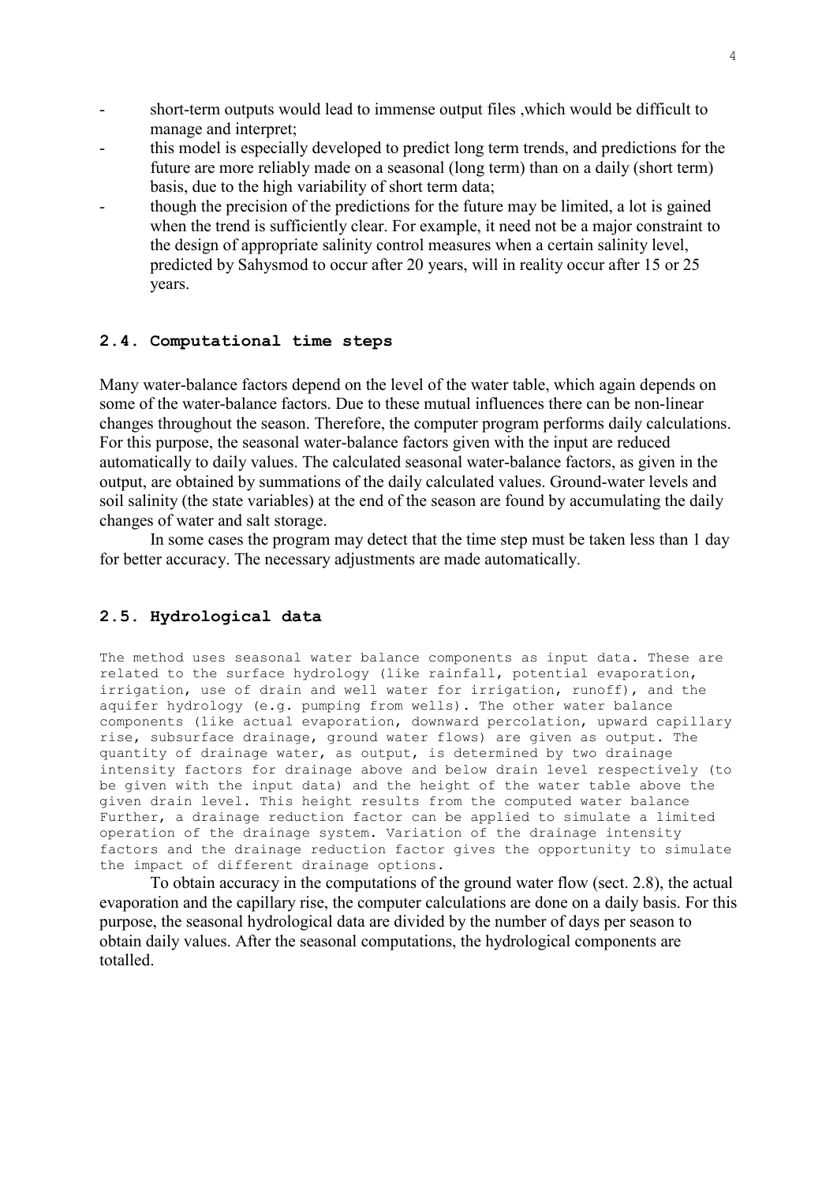- short-term outputs would lead to immense output files ,which would be difficult to manage and interpret;
- this model is especially developed to predict long term trends, and predictions for the future are more reliably made on a seasonal (long term) than on a daily (short term) basis, due to the high variability of short term data;
- though the precision of the predictions for the future may be limited, a lot is gained when the trend is sufficiently clear. For example, it need not be a major constraint to the design of appropriate salinity control measures when a certain salinity level, predicted by Sahysmod to occur after 20 years, will in reality occur after 15 or 25 years.

## 2.4. Computational time steps

Many water-balance factors depend on the level of the water table, which again depends on some of the water-balance factors. Due to these mutual influences there can be non-linear changes throughout the season. Therefore, the computer program performs daily calculations. For this purpose, the seasonal water-balance factors given with the input are reduced automatically to daily values. The calculated seasonal water-balance factors, as given in the output, are obtained by summations of the daily calculated values. Ground-water levels and soil salinity (the state variables) at the end of the season are found by accumulating the daily changes of water and salt storage.

In some cases the program may detect that the time step must be taken less than 1 day for better accuracy. The necessary adjustments are made automatically.

## 2.5. Hydrological data

The method uses seasonal water balance components as input data. These are related to the surface hydrology (like rainfall, potential evaporation, irrigation, use of drain and well water for irrigation, runoff), and the aquifer hydrology (e.g. pumping from wells). The other water balance components (like actual evaporation, downward percolation, upward capillary rise, subsurface drainage, ground water flows) are given as output. The quantity of drainage water, as output, is determined by two drainage intensity factors for drainage above and below drain level respectively (to be given with the input data) and the height of the water table above the given drain level. This height results from the computed water balance Further, a drainage reduction factor can be applied to simulate a limited operation of the drainage system. Variation of the drainage intensity factors and the drainage reduction factor gives the opportunity to simulate the impact of different drainage options.

To obtain accuracy in the computations of the ground water flow (sect. 2.8), the actual evaporation and the capillary rise, the computer calculations are done on a daily basis. For this purpose, the seasonal hydrological data are divided by the number of days per season to obtain daily values. After the seasonal computations, the hydrological components are totalled.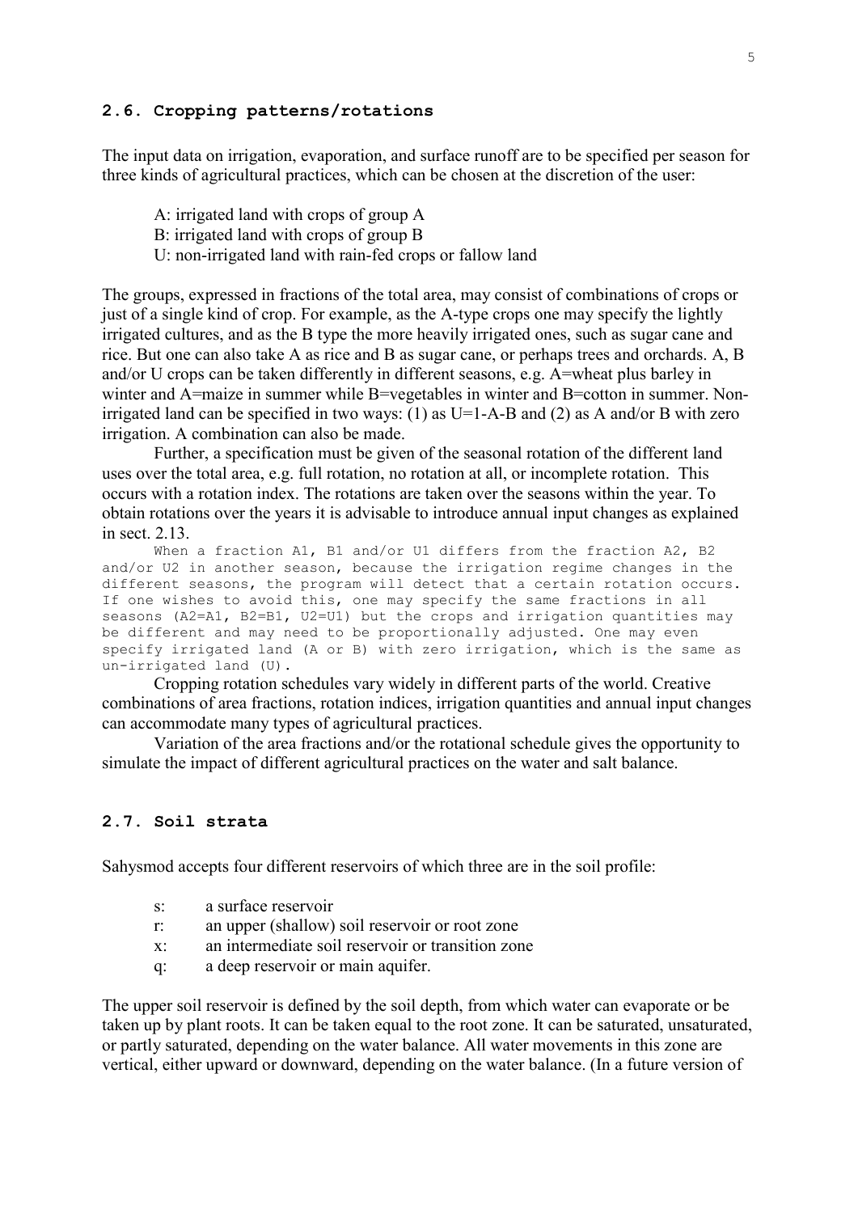## 2.6. Cropping patterns/rotations

The input data on irrigation, evaporation, and surface runoff are to be specified per season for three kinds of agricultural practices, which can be chosen at the discretion of the user:

A: irrigated land with crops of group A
B: irrigated land with crops of group B
U: non-irrigated land with rain-fed crops or fallow land

The groups, expressed in fractions of the total area, may consist of combinations of crops or just of a single kind of crop. For example, as the A-type crops one may specify the lightly irrigated cultures, and as the B type the more heavily irrigated ones, such as sugar cane and rice. But one can also take A as rice and B as sugar cane, or perhaps trees and orchards. A, B and/or U crops can be taken differently in different seasons, e.g. A=wheat plus barley in winter and A=maize in summer while B=vegetables in winter and B=cotton in summer. Non-irrigated land can be specified in two ways: (1) as U=1-A-B and (2) as A and/or B with zero irrigation. A combination can also be made.

Further, a specification must be given of the seasonal rotation of the different land uses over the total area, e.g. full rotation, no rotation at all, or incomplete rotation. This occurs with a rotation index. The rotations are taken over the seasons within the year. To obtain rotations over the years it is advisable to introduce annual input changes as explained in sect. 2.13.

When a fraction A1, B1 and/or U1 differs from the fraction A2, B2 and/or U2 in another season, because the irrigation regime changes in the different seasons, the program will detect that a certain rotation occurs. If one wishes to avoid this, one may specify the same fractions in all seasons (A2=A1, B2=B1, U2=U1) but the crops and irrigation quantities may be different and may need to be proportionally adjusted. One may even specify irrigated land (A or B) with zero irrigation, which is the same as un-irrigated land (U).

Cropping rotation schedules vary widely in different parts of the world. Creative combinations of area fractions, rotation indices, irrigation quantities and annual input changes can accommodate many types of agricultural practices.

Variation of the area fractions and/or the rotational schedule gives the opportunity to simulate the impact of different agricultural practices on the water and salt balance.

## 2.7. Soil strata

Sahysmod accepts four different reservoirs of which three are in the soil profile:

- s: a surface reservoir
- r: an upper (shallow) soil reservoir or root zone
- x: an intermediate soil reservoir or transition zone
- q: a deep reservoir or main aquifer.

The upper soil reservoir is defined by the soil depth, from which water can evaporate or be taken up by plant roots. It can be taken equal to the root zone. It can be saturated, unsaturated, or partly saturated, depending on the water balance. All water movements in this zone are vertical, either upward or downward, depending on the water balance. (In a future version of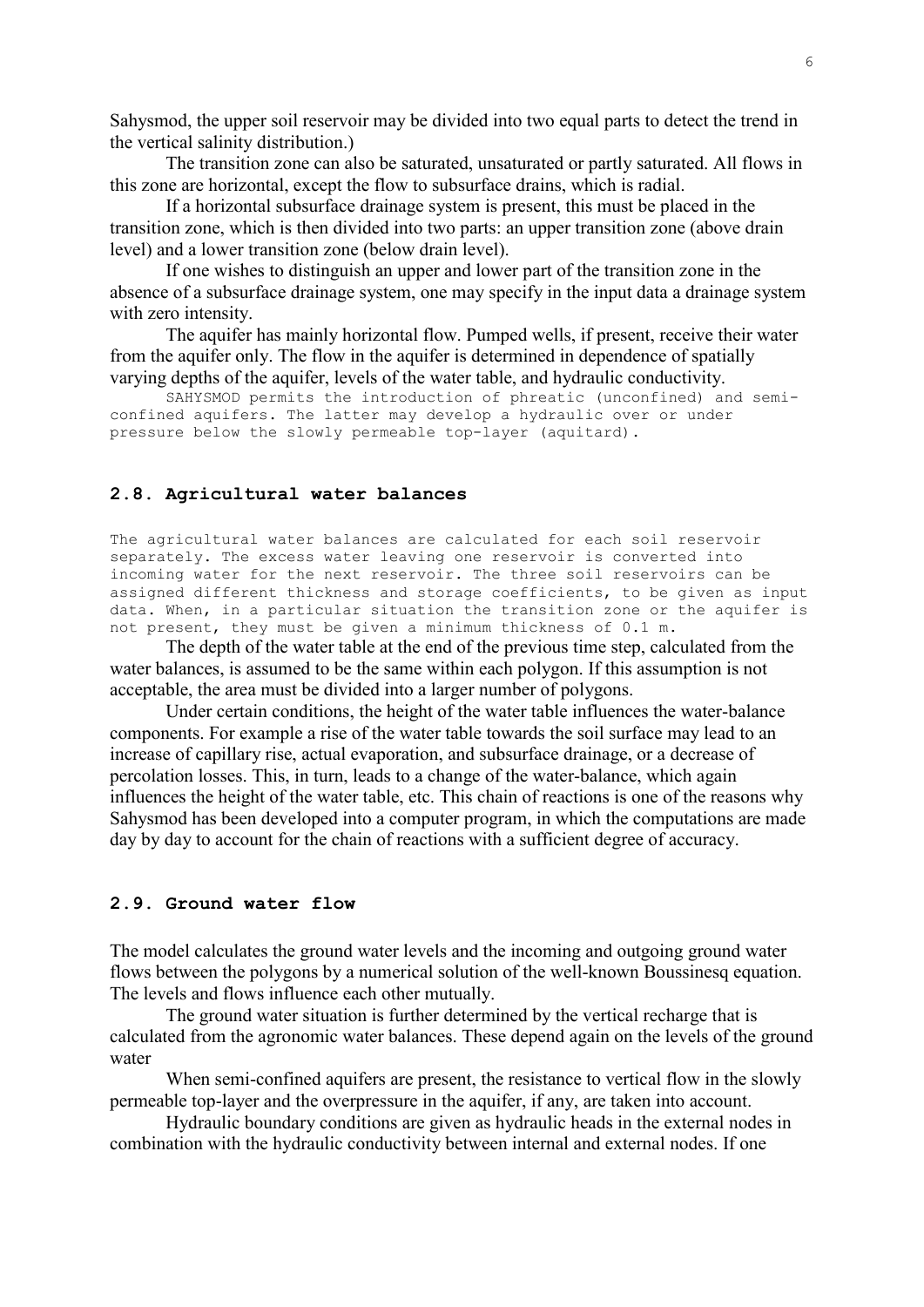Sahysmod, the upper soil reservoir may be divided into two equal parts to detect the trend in the vertical salinity distribution.)

The transition zone can also be saturated, unsaturated or partly saturated. All flows in this zone are horizontal, except the flow to subsurface drains, which is radial.

If a horizontal subsurface drainage system is present, this must be placed in the transition zone, which is then divided into two parts: an upper transition zone (above drain level) and a lower transition zone (below drain level).

If one wishes to distinguish an upper and lower part of the transition zone in the absence of a subsurface drainage system, one may specify in the input data a drainage system with zero intensity.

The aquifer has mainly horizontal flow. Pumped wells, if present, receive their water from the aquifer only. The flow in the aquifer is determined in dependence of spatially varying depths of the aquifer, levels of the water table, and hydraulic conductivity.

SAHYSMOD permits the introduction of phreatic (unconfined) and semi-confined aquifers. The latter may develop a hydraulic over or under pressure below the slowly permeable top-layer (aquitard).

## 2.8. Agricultural water balances

The agricultural water balances are calculated for each soil reservoir separately. The excess water leaving one reservoir is converted into incoming water for the next reservoir. The three soil reservoirs can be assigned different thickness and storage coefficients, to be given as input data. When, in a particular situation the transition zone or the aquifer is not present, they must be given a minimum thickness of 0.1 m.

The depth of the water table at the end of the previous time step, calculated from the water balances, is assumed to be the same within each polygon. If this assumption is not acceptable, the area must be divided into a larger number of polygons.

Under certain conditions, the height of the water table influences the water-balance components. For example a rise of the water table towards the soil surface may lead to an increase of capillary rise, actual evaporation, and subsurface drainage, or a decrease of percolation losses. This, in turn, leads to a change of the water-balance, which again influences the height of the water table, etc. This chain of reactions is one of the reasons why Sahysmod has been developed into a computer program, in which the computations are made day by day to account for the chain of reactions with a sufficient degree of accuracy.

## 2.9. Ground water flow

The model calculates the ground water levels and the incoming and outgoing ground water flows between the polygons by a numerical solution of the well-known Boussinesq equation. The levels and flows influence each other mutually.

The ground water situation is further determined by the vertical recharge that is calculated from the agronomic water balances. These depend again on the levels of the ground water

When semi-confined aquifers are present, the resistance to vertical flow in the slowly permeable top-layer and the overpressure in the aquifer, if any, are taken into account.

Hydraulic boundary conditions are given as hydraulic heads in the external nodes in combination with the hydraulic conductivity between internal and external nodes. If one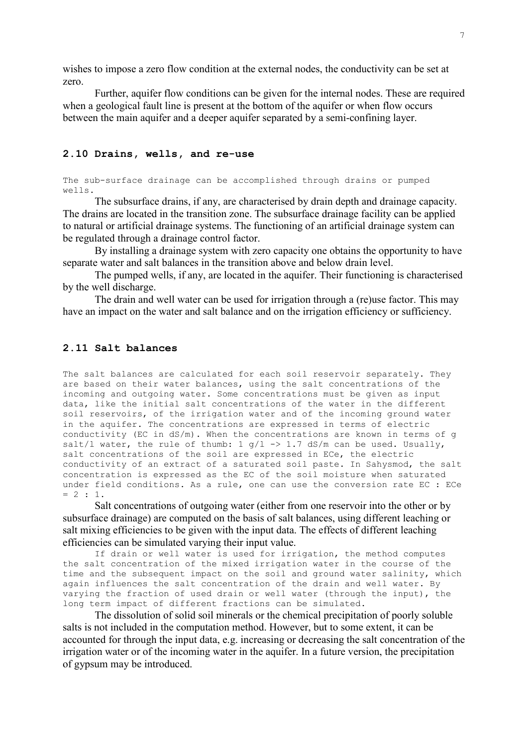wishes to impose a zero flow condition at the external nodes, the conductivity can be set at zero.

Further, aquifer flow conditions can be given for the internal nodes. These are required when a geological fault line is present at the bottom of the aquifer or when flow occurs between the main aquifer and a deeper aquifer separated by a semi-confining layer.

## 2.10 Drains, wells, and re-use

The sub-surface drainage can be accomplished through drains or pumped wells.

The subsurface drains, if any, are characterised by drain depth and drainage capacity. The drains are located in the transition zone. The subsurface drainage facility can be applied to natural or artificial drainage systems. The functioning of an artificial drainage system can be regulated through a drainage control factor.

By installing a drainage system with zero capacity one obtains the opportunity to have separate water and salt balances in the transition above and below drain level.

The pumped wells, if any, are located in the aquifer. Their functioning is characterised by the well discharge.

The drain and well water can be used for irrigation through a (re)use factor. This may have an impact on the water and salt balance and on the irrigation efficiency or sufficiency.

## 2.11 Salt balances

The salt balances are calculated for each soil reservoir separately. They are based on their water balances, using the salt concentrations of the incoming and outgoing water. Some concentrations must be given as input data, like the initial salt concentrations of the water in the different soil reservoirs, of the irrigation water and of the incoming ground water in the aquifer. The concentrations are expressed in terms of electric conductivity (EC in dS/m). When the concentrations are known in terms of g salt/l water, the rule of thumb: 1 g/l -> 1.7 dS/m can be used. Usually, salt concentrations of the soil are expressed in ECe, the electric conductivity of an extract of a saturated soil paste. In Sahysmod, the salt concentration is expressed as the EC of the soil moisture when saturated under field conditions. As a rule, one can use the conversion rate EC : ECe = 2 : 1.

Salt concentrations of outgoing water (either from one reservoir into the other or by subsurface drainage) are computed on the basis of salt balances, using different leaching or salt mixing efficiencies to be given with the input data. The effects of different leaching efficiencies can be simulated varying their input value.

If drain or well water is used for irrigation, the method computes the salt concentration of the mixed irrigation water in the course of the time and the subsequent impact on the soil and ground water salinity, which again influences the salt concentration of the drain and well water. By varying the fraction of used drain or well water (through the input), the long term impact of different fractions can be simulated.

The dissolution of solid soil minerals or the chemical precipitation of poorly soluble salts is not included in the computation method. However, but to some extent, it can be accounted for through the input data, e.g. increasing or decreasing the salt concentration of the irrigation water or of the incoming water in the aquifer. In a future version, the precipitation of gypsum may be introduced.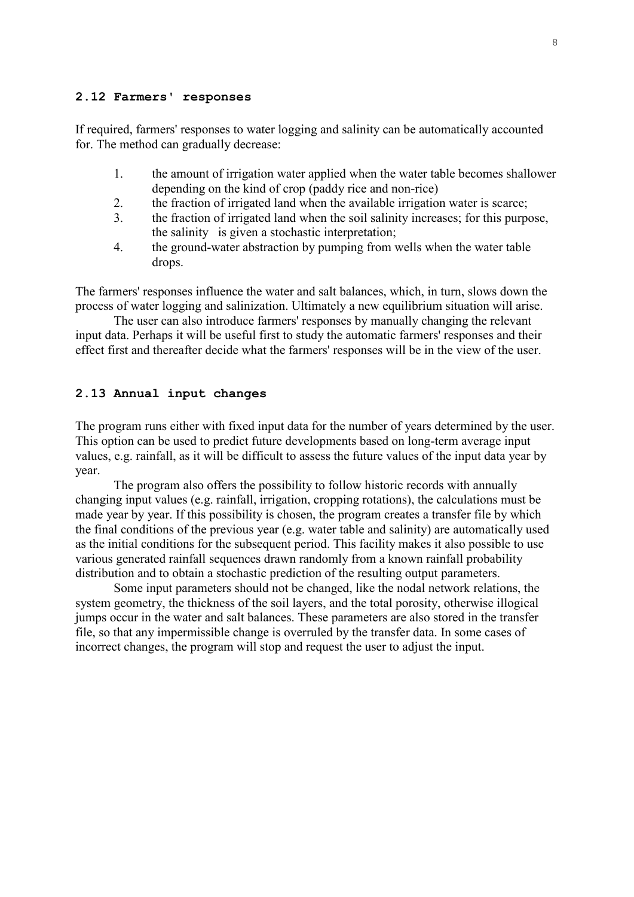## 2.12 Farmers' responses

If required, farmers' responses to water logging and salinity can be automatically accounted for. The method can gradually decrease:

1. the amount of irrigation water applied when the water table becomes shallower depending on the kind of crop (paddy rice and non-rice)
2. the fraction of irrigated land when the available irrigation water is scarce;
3. the fraction of irrigated land when the soil salinity increases; for this purpose, the salinity is given a stochastic interpretation;
4. the ground-water abstraction by pumping from wells when the water table drops.

The farmers' responses influence the water and salt balances, which, in turn, slows down the process of water logging and salinization. Ultimately a new equilibrium situation will arise.

The user can also introduce farmers' responses by manually changing the relevant input data. Perhaps it will be useful first to study the automatic farmers' responses and their effect first and thereafter decide what the farmers' responses will be in the view of the user.

## 2.13 Annual input changes

The program runs either with fixed input data for the number of years determined by the user. This option can be used to predict future developments based on long-term average input values, e.g. rainfall, as it will be difficult to assess the future values of the input data year by year.

The program also offers the possibility to follow historic records with annually changing input values (e.g. rainfall, irrigation, cropping rotations), the calculations must be made year by year. If this possibility is chosen, the program creates a transfer file by which the final conditions of the previous year (e.g. water table and salinity) are automatically used as the initial conditions for the subsequent period. This facility makes it also possible to use various generated rainfall sequences drawn randomly from a known rainfall probability distribution and to obtain a stochastic prediction of the resulting output parameters.

Some input parameters should not be changed, like the nodal network relations, the system geometry, the thickness of the soil layers, and the total porosity, otherwise illogical jumps occur in the water and salt balances. These parameters are also stored in the transfer file, so that any impermissible change is overruled by the transfer data. In some cases of incorrect changes, the program will stop and request the user to adjust the input.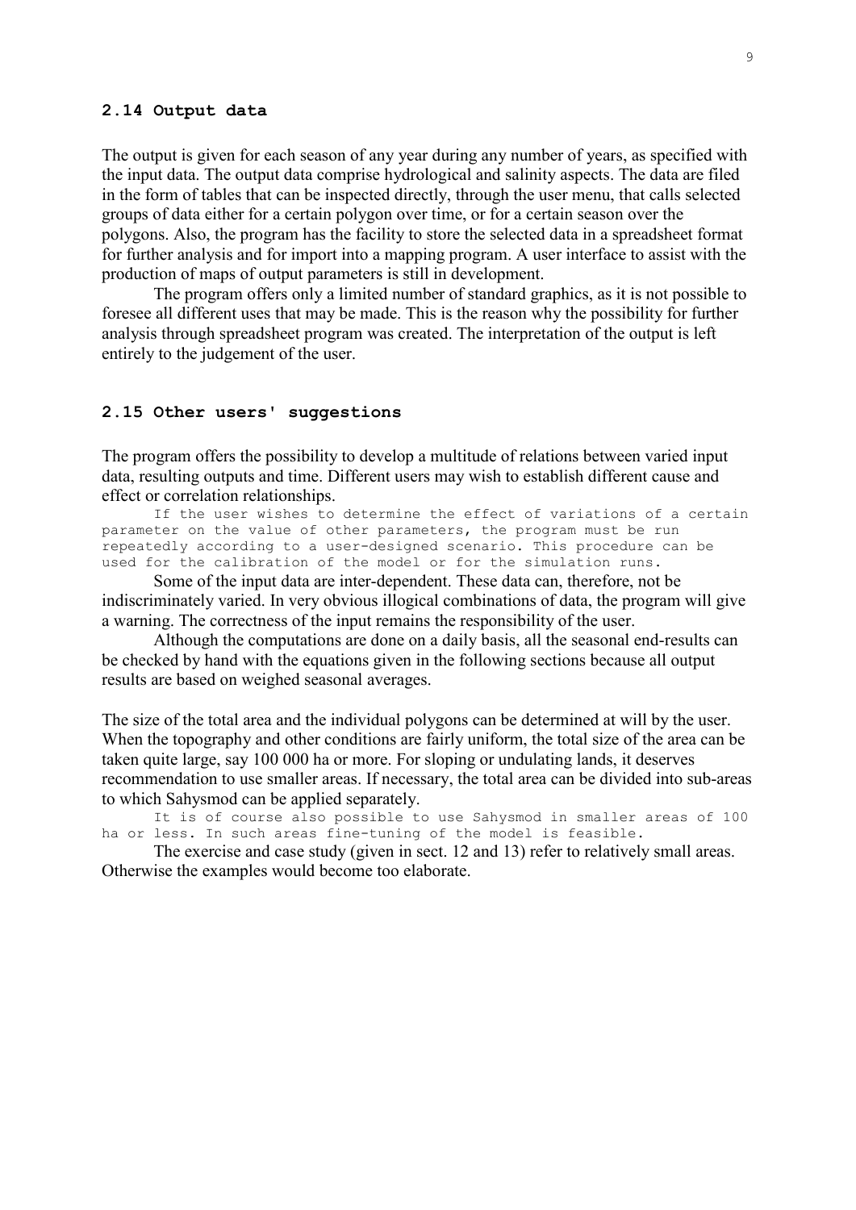### 2.14 Output data

The output is given for each season of any year during any number of years, as specified with the input data. The output data comprise hydrological and salinity aspects. The data are filed in the form of tables that can be inspected directly, through the user menu, that calls selected groups of data either for a certain polygon over time, or for a certain season over the polygons. Also, the program has the facility to store the selected data in a spreadsheet format for further analysis and for import into a mapping program. A user interface to assist with the production of maps of output parameters is still in development.

The program offers only a limited number of standard graphics, as it is not possible to foresee all different uses that may be made. This is the reason why the possibility for further analysis through spreadsheet program was created. The interpretation of the output is left entirely to the judgement of the user.

### 2.15 Other users' suggestions

The program offers the possibility to develop a multitude of relations between varied input data, resulting outputs and time. Different users may wish to establish different cause and effect or correlation relationships.

If the user wishes to determine the effect of variations of a certain parameter on the value of other parameters, the program must be run repeatedly according to a user-designed scenario. This procedure can be used for the calibration of the model or for the simulation runs.

Some of the input data are inter-dependent. These data can, therefore, not be indiscriminately varied. In very obvious illogical combinations of data, the program will give a warning. The correctness of the input remains the responsibility of the user.

Although the computations are done on a daily basis, all the seasonal end-results can be checked by hand with the equations given in the following sections because all output results are based on weighed seasonal averages.

The size of the total area and the individual polygons can be determined at will by the user. When the topography and other conditions are fairly uniform, the total size of the area can be taken quite large, say 100 000 ha or more. For sloping or undulating lands, it deserves recommendation to use smaller areas. If necessary, the total area can be divided into sub-areas to which Sahysmod can be applied separately.

It is of course also possible to use Sahysmod in smaller areas of 100 ha or less. In such areas fine-tuning of the model is feasible.

The exercise and case study (given in sect. 12 and 13) refer to relatively small areas. Otherwise the examples would become too elaborate.